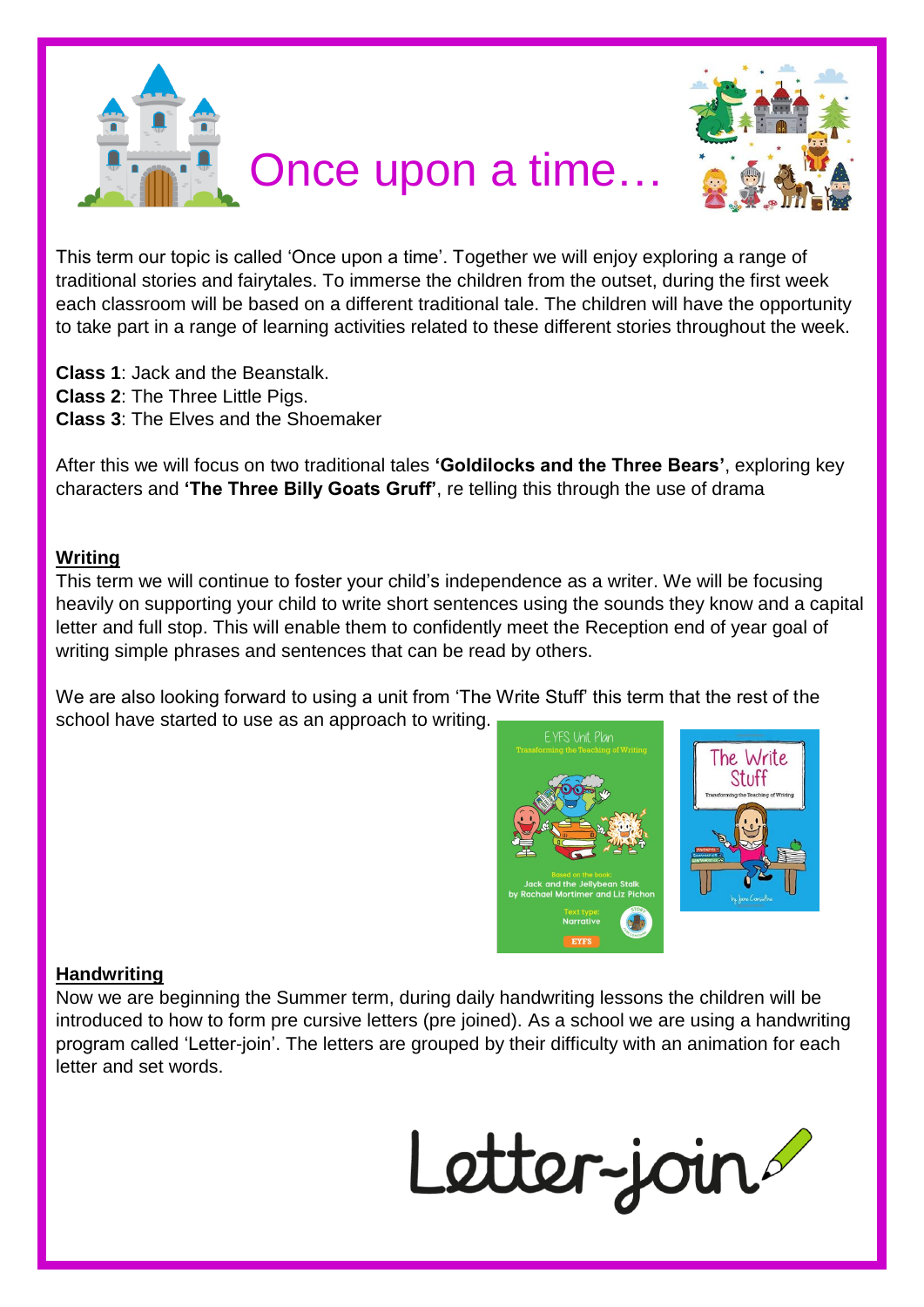# Once upon a time…

This term our topic is called 'Once upon a time'. Together we will enjoy exploring a range of traditional stories and fairytales. To immerse the children from the outset, during the first week each classroom will be based on a different traditional tale. The children will have the opportunity to take part in a range of learning activities related to these different stories throughout the week.

**Class 1**: Jack and the Beanstalk.
**Class 2**: The Three Little Pigs.
**Class 3**: The Elves and the Shoemaker

After this we will focus on two traditional tales **'Goldilocks and the Three Bears'**, exploring key characters and **'The Three Billy Goats Gruff'**, re telling this through the use of drama

## Writing

This term we will continue to foster your child's independence as a writer. We will be focusing heavily on supporting your child to write short sentences using the sounds they know and a capital letter and full stop. This will enable them to confidently meet the Reception end of year goal of writing simple phrases and sentences that can be read by others.

We are also looking forward to using a unit from 'The Write Stuff' this term that the rest of the school have started to use as an approach to writing.

## Handwriting

Now we are beginning the Summer term, during daily handwriting lessons the children will be introduced to how to form pre cursive letters (pre joined). As a school we are using a handwriting program called 'Letter-join'. The letters are grouped by their difficulty with an animation for each letter and set words.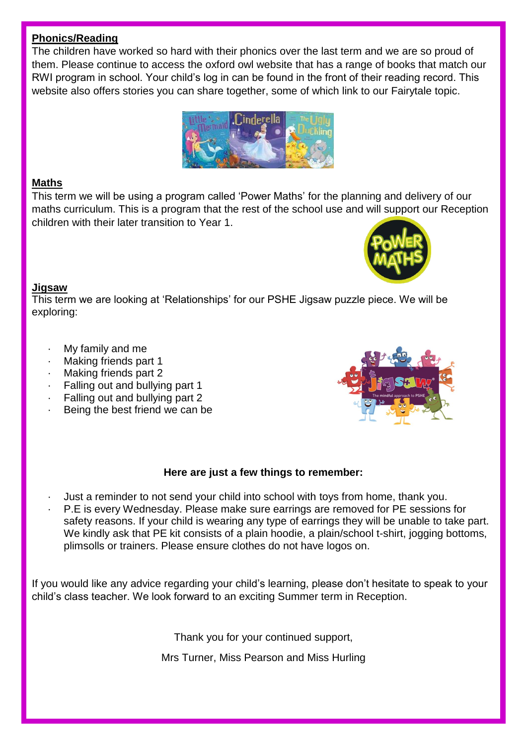## Phonics/Reading

The children have worked so hard with their phonics over the last term and we are so proud of them. Please continue to access the oxford owl website that has a range of books that match our RWI program in school. Your child's log in can be found in the front of their reading record. This website also offers stories you can share together, some of which link to our Fairytale topic.

## Maths

This term we will be using a program called 'Power Maths' for the planning and delivery of our maths curriculum. This is a program that the rest of the school use and will support our Reception children with their later transition to Year 1.

## Jigsaw

This term we are looking at 'Relationships' for our PSHE Jigsaw puzzle piece. We will be exploring:

- My family and me
- Making friends part 1
- Making friends part 2
- Falling out and bullying part 1
- Falling out and bullying part 2
- Being the best friend we can be

**Here are just a few things to remember:**

- Just a reminder to not send your child into school with toys from home, thank you.
- P.E is every Wednesday. Please make sure earrings are removed for PE sessions for safety reasons. If your child is wearing any type of earrings they will be unable to take part. We kindly ask that PE kit consists of a plain hoodie, a plain/school t-shirt, jogging bottoms, plimsolls or trainers. Please ensure clothes do not have logos on.

If you would like any advice regarding your child's learning, please don't hesitate to speak to your child's class teacher. We look forward to an exciting Summer term in Reception.

Thank you for your continued support,

Mrs Turner, Miss Pearson and Miss Hurling